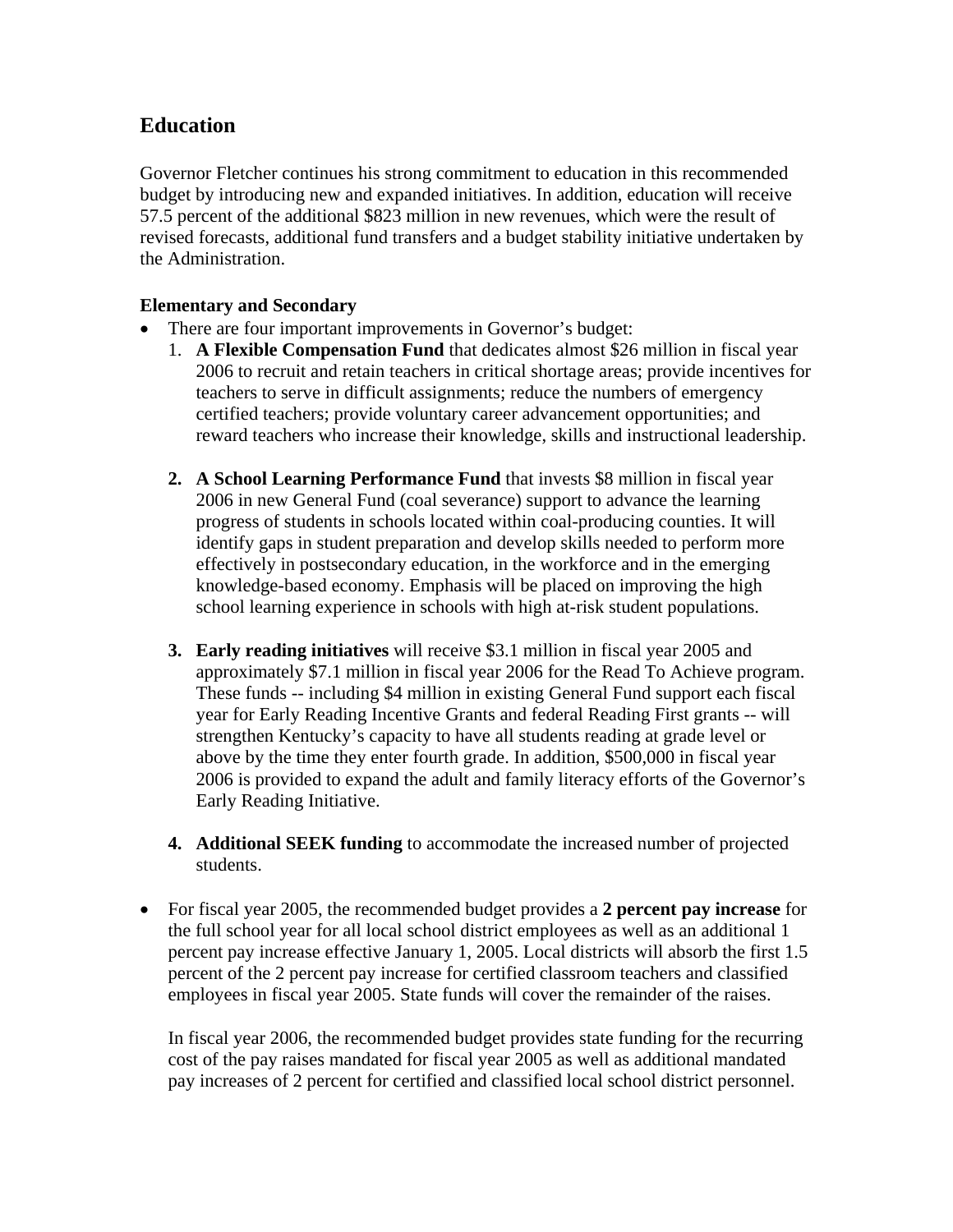## Education

Governor Fletcher continues his strong commitment to education in this recommended budget by introducing new and expanded initiatives. In addition, education will receive 57.5 percent of the additional $823 million in new revenues, which were the result of revised forecasts, additional fund transfers and a budget stability initiative undertaken by the Administration.

**Elementary and Secondary**

- There are four important improvements in Governor's budget:
  1. **A Flexible Compensation Fund** that dedicates almost $26 million in fiscal year 2006 to recruit and retain teachers in critical shortage areas; provide incentives for teachers to serve in difficult assignments; reduce the numbers of emergency certified teachers; provide voluntary career advancement opportunities; and reward teachers who increase their knowledge, skills and instructional leadership.

  2. **A School Learning Performance Fund** that invests $8 million in fiscal year 2006 in new General Fund (coal severance) support to advance the learning progress of students in schools located within coal-producing counties. It will identify gaps in student preparation and develop skills needed to perform more effectively in postsecondary education, in the workforce and in the emerging knowledge-based economy. Emphasis will be placed on improving the high school learning experience in schools with high at-risk student populations.

  3. **Early reading initiatives** will receive $3.1 million in fiscal year 2005 and approximately $7.1 million in fiscal year 2006 for the Read To Achieve program. These funds -- including $4 million in existing General Fund support each fiscal year for Early Reading Incentive Grants and federal Reading First grants -- will strengthen Kentucky's capacity to have all students reading at grade level or above by the time they enter fourth grade. In addition, $500,000 in fiscal year 2006 is provided to expand the adult and family literacy efforts of the Governor's Early Reading Initiative.

  4. **Additional SEEK funding** to accommodate the increased number of projected students.

- For fiscal year 2005, the recommended budget provides a **2 percent pay increase** for the full school year for all local school district employees as well as an additional 1 percent pay increase effective January 1, 2005. Local districts will absorb the first 1.5 percent of the 2 percent pay increase for certified classroom teachers and classified employees in fiscal year 2005. State funds will cover the remainder of the raises.

  In fiscal year 2006, the recommended budget provides state funding for the recurring cost of the pay raises mandated for fiscal year 2005 as well as additional mandated pay increases of 2 percent for certified and classified local school district personnel.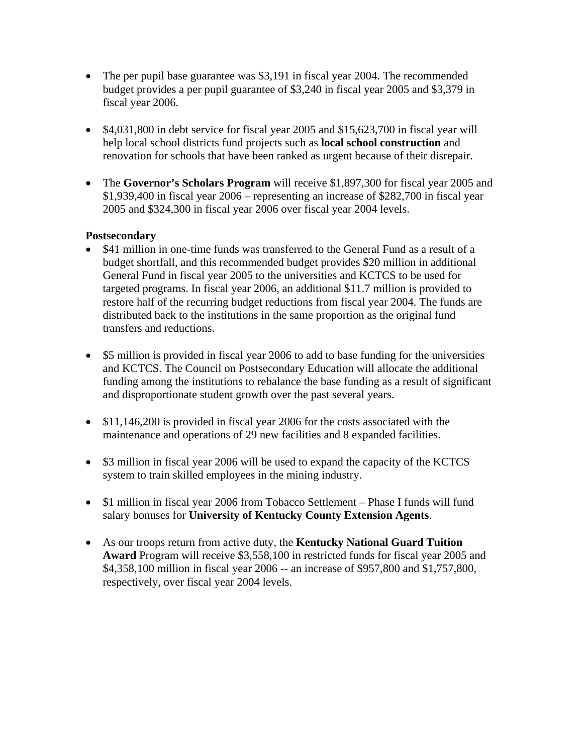- The per pupil base guarantee was $3,191 in fiscal year 2004. The recommended budget provides a per pupil guarantee of $3,240 in fiscal year 2005 and $3,379 in fiscal year 2006.

- $4,031,800 in debt service for fiscal year 2005 and $15,623,700 in fiscal year will help local school districts fund projects such as **local school construction** and renovation for schools that have been ranked as urgent because of their disrepair.

- The **Governor's Scholars Program** will receive $1,897,300 for fiscal year 2005 and $1,939,400 in fiscal year 2006 – representing an increase of $282,700 in fiscal year 2005 and $324,300 in fiscal year 2006 over fiscal year 2004 levels.

**Postsecondary**

- $41 million in one-time funds was transferred to the General Fund as a result of a budget shortfall, and this recommended budget provides $20 million in additional General Fund in fiscal year 2005 to the universities and KCTCS to be used for targeted programs. In fiscal year 2006, an additional $11.7 million is provided to restore half of the recurring budget reductions from fiscal year 2004. The funds are distributed back to the institutions in the same proportion as the original fund transfers and reductions.

- $5 million is provided in fiscal year 2006 to add to base funding for the universities and KCTCS. The Council on Postsecondary Education will allocate the additional funding among the institutions to rebalance the base funding as a result of significant and disproportionate student growth over the past several years.

- $11,146,200 is provided in fiscal year 2006 for the costs associated with the maintenance and operations of 29 new facilities and 8 expanded facilities.

- $3 million in fiscal year 2006 will be used to expand the capacity of the KCTCS system to train skilled employees in the mining industry.

- $1 million in fiscal year 2006 from Tobacco Settlement – Phase I funds will fund salary bonuses for **University of Kentucky County Extension Agents**.

- As our troops return from active duty, the **Kentucky National Guard Tuition Award** Program will receive $3,558,100 in restricted funds for fiscal year 2005 and $4,358,100 million in fiscal year 2006 -- an increase of $957,800 and $1,757,800, respectively, over fiscal year 2004 levels.